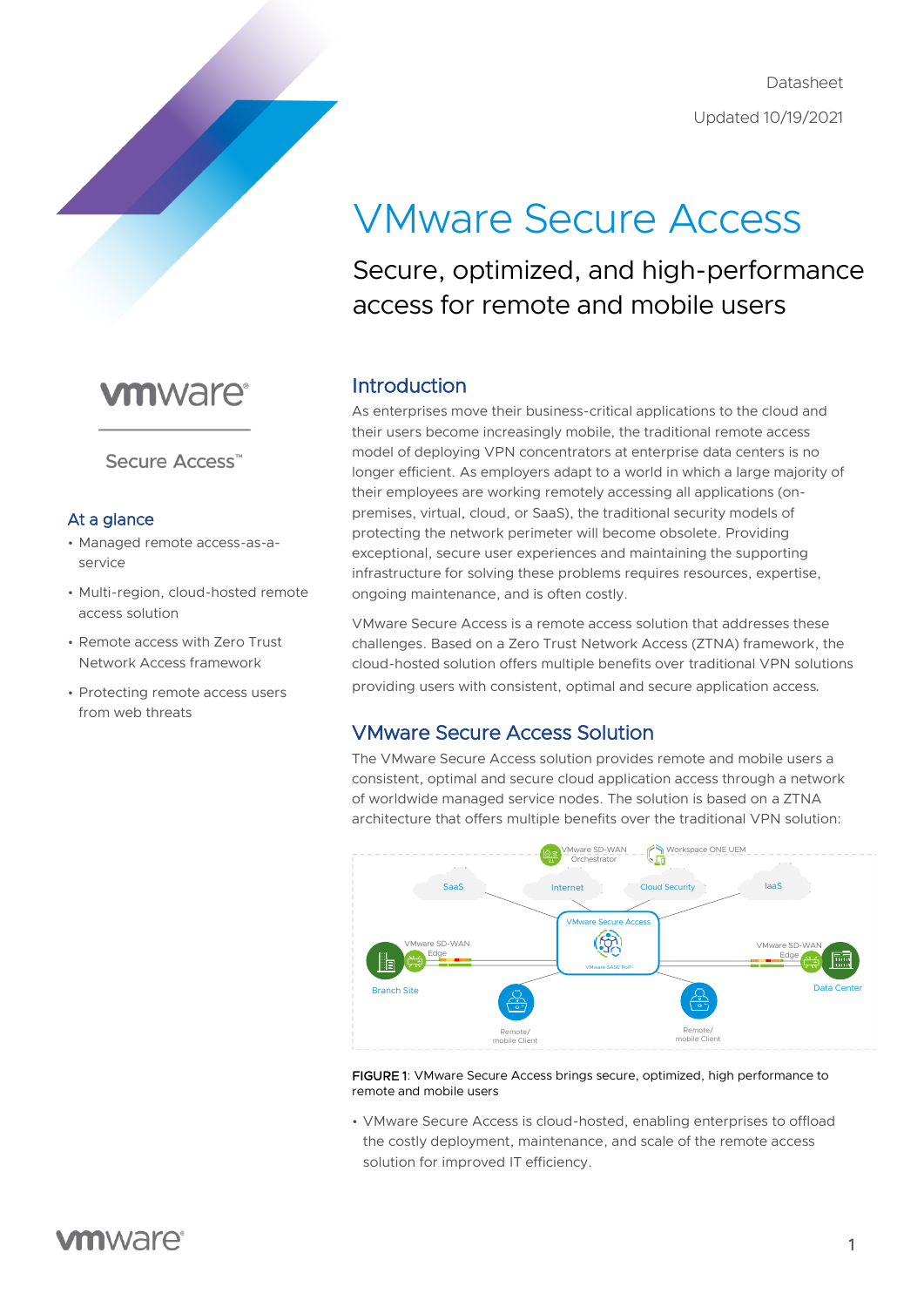Datasheet

Updated 10/19/2021

# VMware Secure Access

Secure, optimized, and high-performance access for remote and mobile users

Secure Access™

## At a glance

- Managed remote access-as-a-service
- Multi-region, cloud-hosted remote access solution
- Remote access with Zero Trust Network Access framework
- Protecting remote access users from web threats

## Introduction

As enterprises move their business-critical applications to the cloud and their users become increasingly mobile, the traditional remote access model of deploying VPN concentrators at enterprise data centers is no longer efficient. As employers adapt to a world in which a large majority of their employees are working remotely accessing all applications (on-premises, virtual, cloud, or SaaS), the traditional security models of protecting the network perimeter will become obsolete. Providing exceptional, secure user experiences and maintaining the supporting infrastructure for solving these problems requires resources, expertise, ongoing maintenance, and is often costly.

VMware Secure Access is a remote access solution that addresses these challenges. Based on a Zero Trust Network Access (ZTNA) framework, the cloud-hosted solution offers multiple benefits over traditional VPN solutions providing users with consistent, optimal and secure application access.

## VMware Secure Access Solution

The VMware Secure Access solution provides remote and mobile users a consistent, optimal and secure cloud application access through a network of worldwide managed service nodes. The solution is based on a ZTNA architecture that offers multiple benefits over the traditional VPN solution:

**FIGURE 1**: VMware Secure Access brings secure, optimized, high performance to remote and mobile users

- VMware Secure Access is cloud-hosted, enabling enterprises to offload the costly deployment, maintenance, and scale of the remote access solution for improved IT efficiency.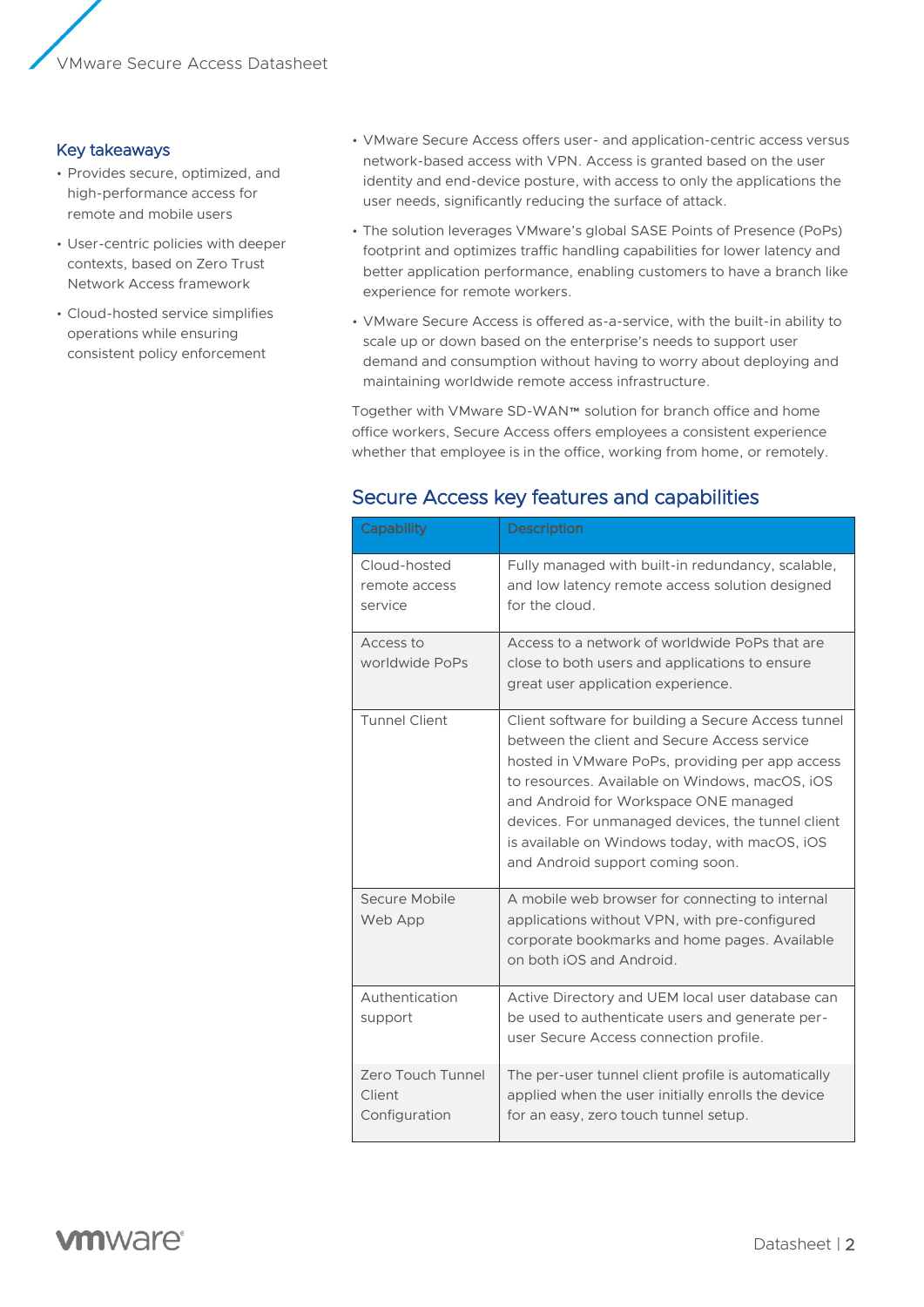## Key takeaways

- Provides secure, optimized, and high-performance access for remote and mobile users
- User-centric policies with deeper contexts, based on Zero Trust Network Access framework
- Cloud-hosted service simplifies operations while ensuring consistent policy enforcement

- VMware Secure Access offers user- and application-centric access versus network-based access with VPN. Access is granted based on the user identity and end-device posture, with access to only the applications the user needs, significantly reducing the surface of attack.
- The solution leverages VMware's global SASE Points of Presence (PoPs) footprint and optimizes traffic handling capabilities for lower latency and better application performance, enabling customers to have a branch like experience for remote workers.
- VMware Secure Access is offered as-a-service, with the built-in ability to scale up or down based on the enterprise's needs to support user demand and consumption without having to worry about deploying and maintaining worldwide remote access infrastructure.

Together with VMware SD-WAN™ solution for branch office and home office workers, Secure Access offers employees a consistent experience whether that employee is in the office, working from home, or remotely.

## Secure Access key features and capabilities

| Capability | Description |
|---|---|
| Cloud-hosted remote access service | Fully managed with built-in redundancy, scalable, and low latency remote access solution designed for the cloud. |
| Access to worldwide PoPs | Access to a network of worldwide PoPs that are close to both users and applications to ensure great user application experience. |
| Tunnel Client | Client software for building a Secure Access tunnel between the client and Secure Access service hosted in VMware PoPs, providing per app access to resources. Available on Windows, macOS, iOS and Android for Workspace ONE managed devices. For unmanaged devices, the tunnel client is available on Windows today, with macOS, iOS and Android support coming soon. |
| Secure Mobile Web App | A mobile web browser for connecting to internal applications without VPN, with pre-configured corporate bookmarks and home pages. Available on both iOS and Android. |
| Authentication support | Active Directory and UEM local user database can be used to authenticate users and generate per-user Secure Access connection profile. |
| Zero Touch Tunnel Client Configuration | The per-user tunnel client profile is automatically applied when the user initially enrolls the device for an easy, zero touch tunnel setup. |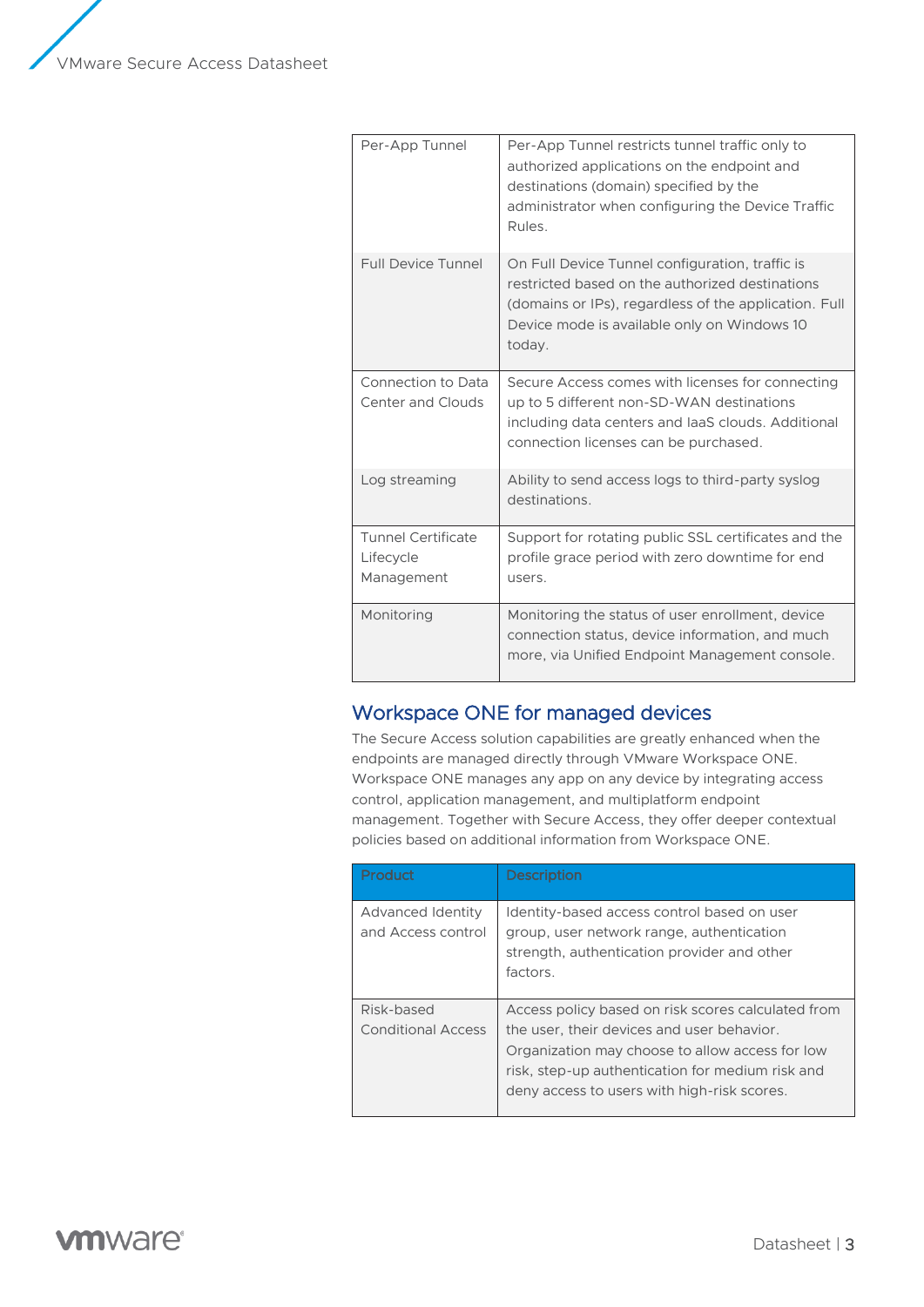| | |
|---|---|
| Per-App Tunnel | Per-App Tunnel restricts tunnel traffic only to authorized applications on the endpoint and destinations (domain) specified by the administrator when configuring the Device Traffic Rules. |
| Full Device Tunnel | On Full Device Tunnel configuration, traffic is restricted based on the authorized destinations (domains or IPs), regardless of the application. Full Device mode is available only on Windows 10 today. |
| Connection to Data Center and Clouds | Secure Access comes with licenses for connecting up to 5 different non-SD-WAN destinations including data centers and IaaS clouds. Additional connection licenses can be purchased. |
| Log streaming | Ability to send access logs to third-party syslog destinations. |
| Tunnel Certificate Lifecycle Management | Support for rotating public SSL certificates and the profile grace period with zero downtime for end users. |
| Monitoring | Monitoring the status of user enrollment, device connection status, device information, and much more, via Unified Endpoint Management console. |

## Workspace ONE for managed devices

The Secure Access solution capabilities are greatly enhanced when the endpoints are managed directly through VMware Workspace ONE. Workspace ONE manages any app on any device by integrating access control, application management, and multiplatform endpoint management. Together with Secure Access, they offer deeper contextual policies based on additional information from Workspace ONE.

| Product | Description |
|---|---|
| Advanced Identity and Access control | Identity-based access control based on user group, user network range, authentication strength, authentication provider and other factors. |
| Risk-based Conditional Access | Access policy based on risk scores calculated from the user, their devices and user behavior. Organization may choose to allow access for low risk, step-up authentication for medium risk and deny access to users with high-risk scores. |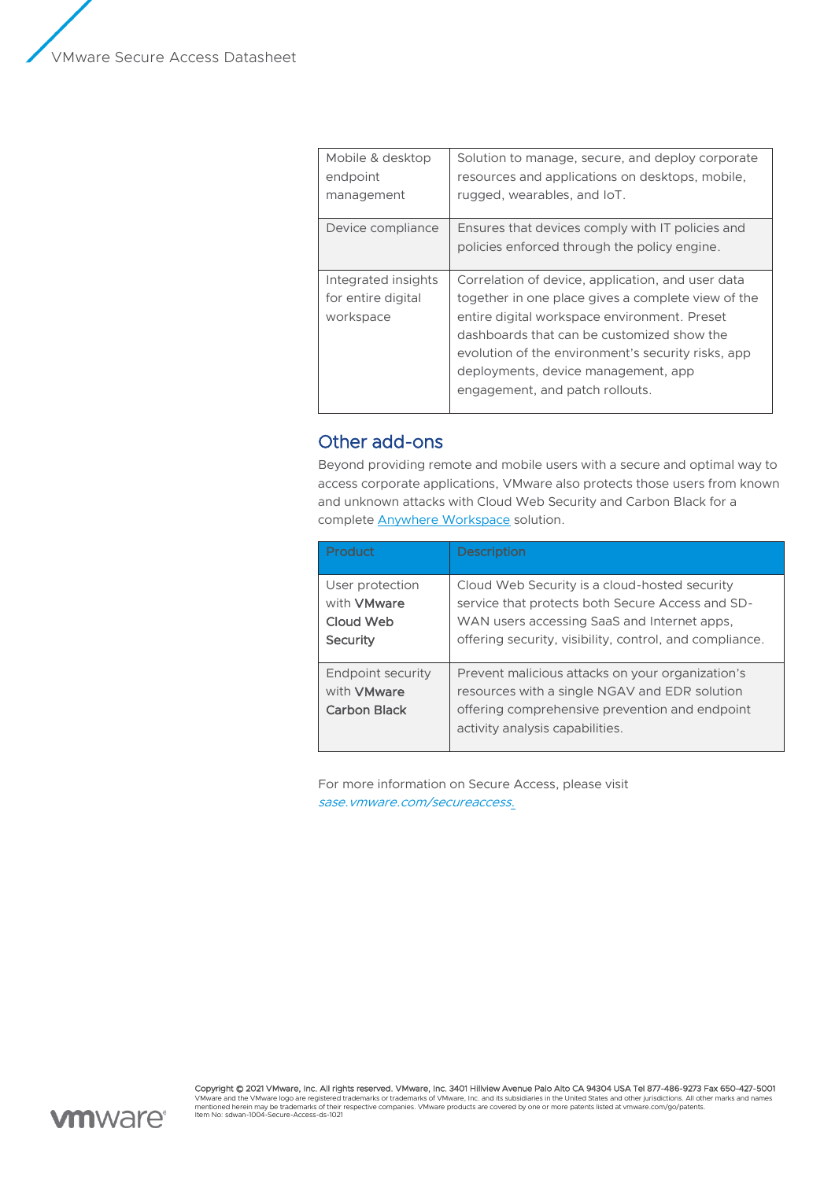| | |
|---|---|
| Mobile & desktop endpoint management | Solution to manage, secure, and deploy corporate resources and applications on desktops, mobile, rugged, wearables, and IoT. |
| Device compliance | Ensures that devices comply with IT policies and policies enforced through the policy engine. |
| Integrated insights for entire digital workspace | Correlation of device, application, and user data together in one place gives a complete view of the entire digital workspace environment. Preset dashboards that can be customized show the evolution of the environment's security risks, app deployments, device management, app engagement, and patch rollouts. |

## Other add-ons

Beyond providing remote and mobile users with a secure and optimal way to access corporate applications, VMware also protects those users from known and unknown attacks with Cloud Web Security and Carbon Black for a complete Anywhere Workspace solution.

| Product | Description |
|---|---|
| User protection with **VMware Cloud Web Security** | Cloud Web Security is a cloud-hosted security service that protects both Secure Access and SD-WAN users accessing SaaS and Internet apps, offering security, visibility, control, and compliance. |
| Endpoint security with **VMware Carbon Black** | Prevent malicious attacks on your organization's resources with a single NGAV and EDR solution offering comprehensive prevention and endpoint activity analysis capabilities. |

For more information on Secure Access, please visit *sase.vmware.com/secureaccess.*

Copyright © 2021 VMware, Inc. All rights reserved. VMware, Inc. 3401 Hillview Avenue Palo Alto CA 94304 USA Tel 877-486-9273 Fax 650-427-5001
VMware and the VMware logo are registered trademarks or trademarks of VMware, Inc. and its subsidiaries in the United States and other jurisdictions. All other marks and names mentioned herein may be trademarks of their respective companies. VMware products are covered by one or more patents listed at vmware.com/go/patents.
Item No: sdwan-1004-Secure-Access-ds-1021